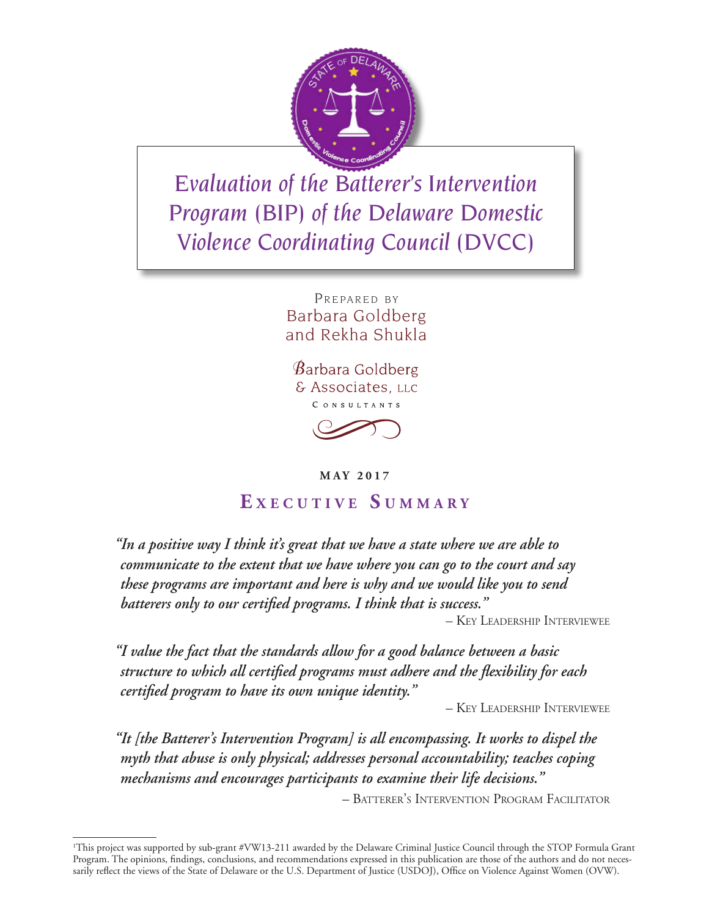# Evaluation of the Batterer's Intervention Program (BIP) of the Delaware Domestic Violence Coordinating Council (DVCC)

PREPARED BY
Barbara Goldberg
and Rekha Shukla

Barbara Goldberg
& Associates, LLC
CONSULTANTS

**MAY 2017**

## EXECUTIVE SUMMARY

*"In a positive way I think it's great that we have a state where we are able to communicate to the extent that we have where you can go to the court and say these programs are important and here is why and we would like you to send batterers only to our certified programs. I think that is success."*

– KEY LEADERSHIP INTERVIEWEE

*"I value the fact that the standards allow for a good balance between a basic structure to which all certified programs must adhere and the flexibility for each certified program to have its own unique identity."*

– KEY LEADERSHIP INTERVIEWEE

*"It [the Batterer's Intervention Program] is all encompassing. It works to dispel the myth that abuse is only physical; addresses personal accountability; teaches coping mechanisms and encourages participants to examine their life decisions."*

– BATTERER'S INTERVENTION PROGRAM FACILITATOR

---

[1] This project was supported by sub-grant #VW13-211 awarded by the Delaware Criminal Justice Council through the STOP Formula Grant Program. The opinions, findings, conclusions, and recommendations expressed in this publication are those of the authors and do not necessarily reflect the views of the State of Delaware or the U.S. Department of Justice (USDOJ), Office on Violence Against Women (OVW).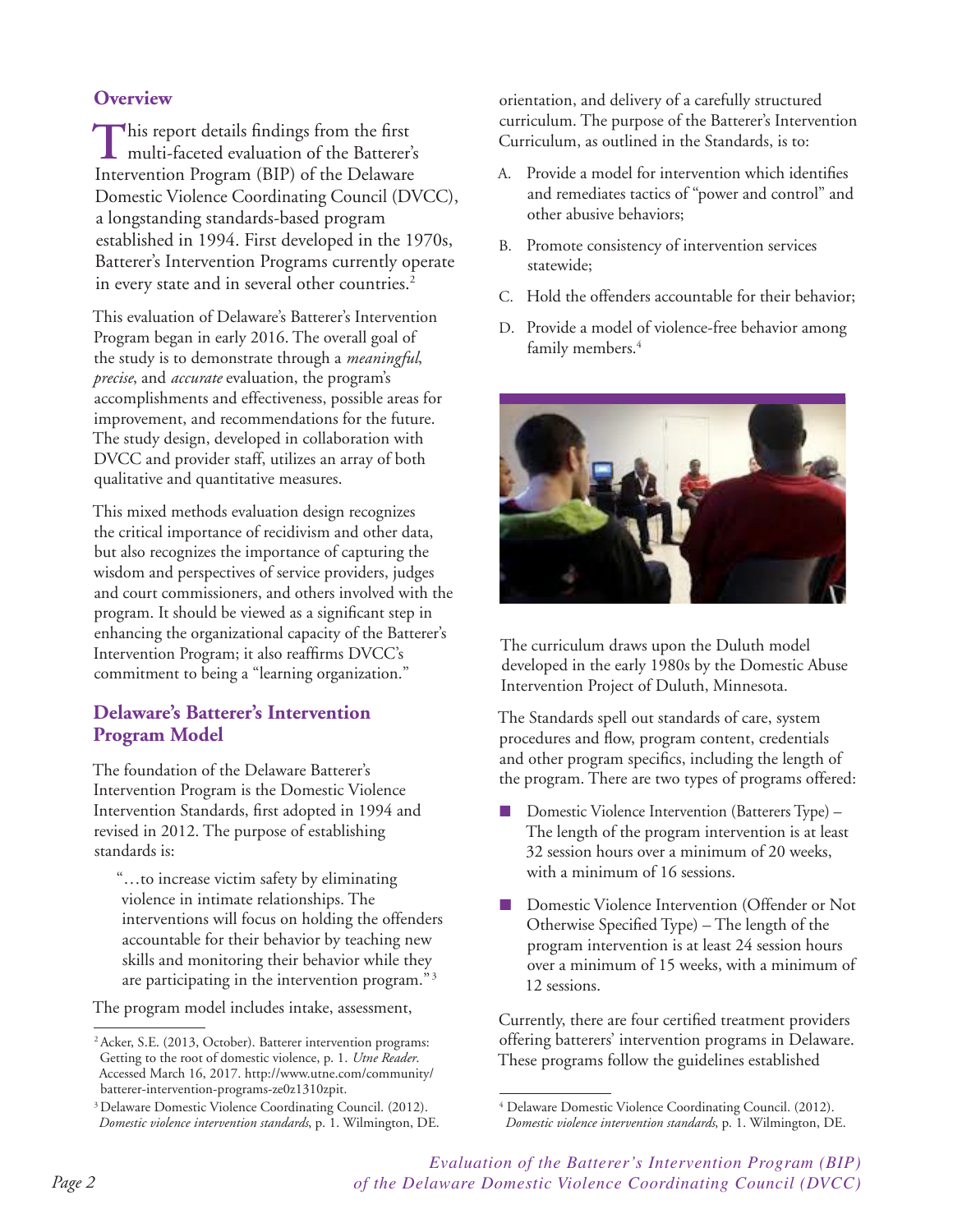## Overview

This report details findings from the first multi-faceted evaluation of the Batterer's Intervention Program (BIP) of the Delaware Domestic Violence Coordinating Council (DVCC), a longstanding standards-based program established in 1994. First developed in the 1970s, Batterer's Intervention Programs currently operate in every state and in several other countries.[2]

This evaluation of Delaware's Batterer's Intervention Program began in early 2016. The overall goal of the study is to demonstrate through a *meaningful*, *precise*, and *accurate* evaluation, the program's accomplishments and effectiveness, possible areas for improvement, and recommendations for the future. The study design, developed in collaboration with DVCC and provider staff, utilizes an array of both qualitative and quantitative measures.

This mixed methods evaluation design recognizes the critical importance of recidivism and other data, but also recognizes the importance of capturing the wisdom and perspectives of service providers, judges and court commissioners, and others involved with the program. It should be viewed as a significant step in enhancing the organizational capacity of the Batterer's Intervention Program; it also reaffirms DVCC's commitment to being a "learning organization."

## Delaware's Batterer's Intervention Program Model

The foundation of the Delaware Batterer's Intervention Program is the Domestic Violence Intervention Standards, first adopted in 1994 and revised in 2012. The purpose of establishing standards is:

> "…to increase victim safety by eliminating violence in intimate relationships. The interventions will focus on holding the offenders accountable for their behavior by teaching new skills and monitoring their behavior while they are participating in the intervention program."[3]

The program model includes intake, assessment, orientation, and delivery of a carefully structured curriculum. The purpose of the Batterer's Intervention Curriculum, as outlined in the Standards, is to:

A. Provide a model for intervention which identifies and remediates tactics of "power and control" and other abusive behaviors;

B. Promote consistency of intervention services statewide;

C. Hold the offenders accountable for their behavior;

D. Provide a model of violence-free behavior among family members.[4]

The curriculum draws upon the Duluth model developed in the early 1980s by the Domestic Abuse Intervention Project of Duluth, Minnesota.

The Standards spell out standards of care, system procedures and flow, program content, credentials and other program specifics, including the length of the program. There are two types of programs offered:

- Domestic Violence Intervention (Batterers Type) – The length of the program intervention is at least 32 session hours over a minimum of 20 weeks, with a minimum of 16 sessions.
- Domestic Violence Intervention (Offender or Not Otherwise Specified Type) – The length of the program intervention is at least 24 session hours over a minimum of 15 weeks, with a minimum of 12 sessions.

Currently, there are four certified treatment providers offering batterers' intervention programs in Delaware. These programs follow the guidelines established

---

[2] Acker, S.E. (2013, October). Batterer intervention programs: Getting to the root of domestic violence, p. 1. *Utne Reader*. Accessed March 16, 2017. http://www.utne.com/community/batterer-intervention-programs-ze0z1310zpit.

[3] Delaware Domestic Violence Coordinating Council. (2012). *Domestic violence intervention standards*, p. 1. Wilmington, DE.

[4] Delaware Domestic Violence Coordinating Council. (2012). *Domestic violence intervention standards*, p. 1. Wilmington, DE.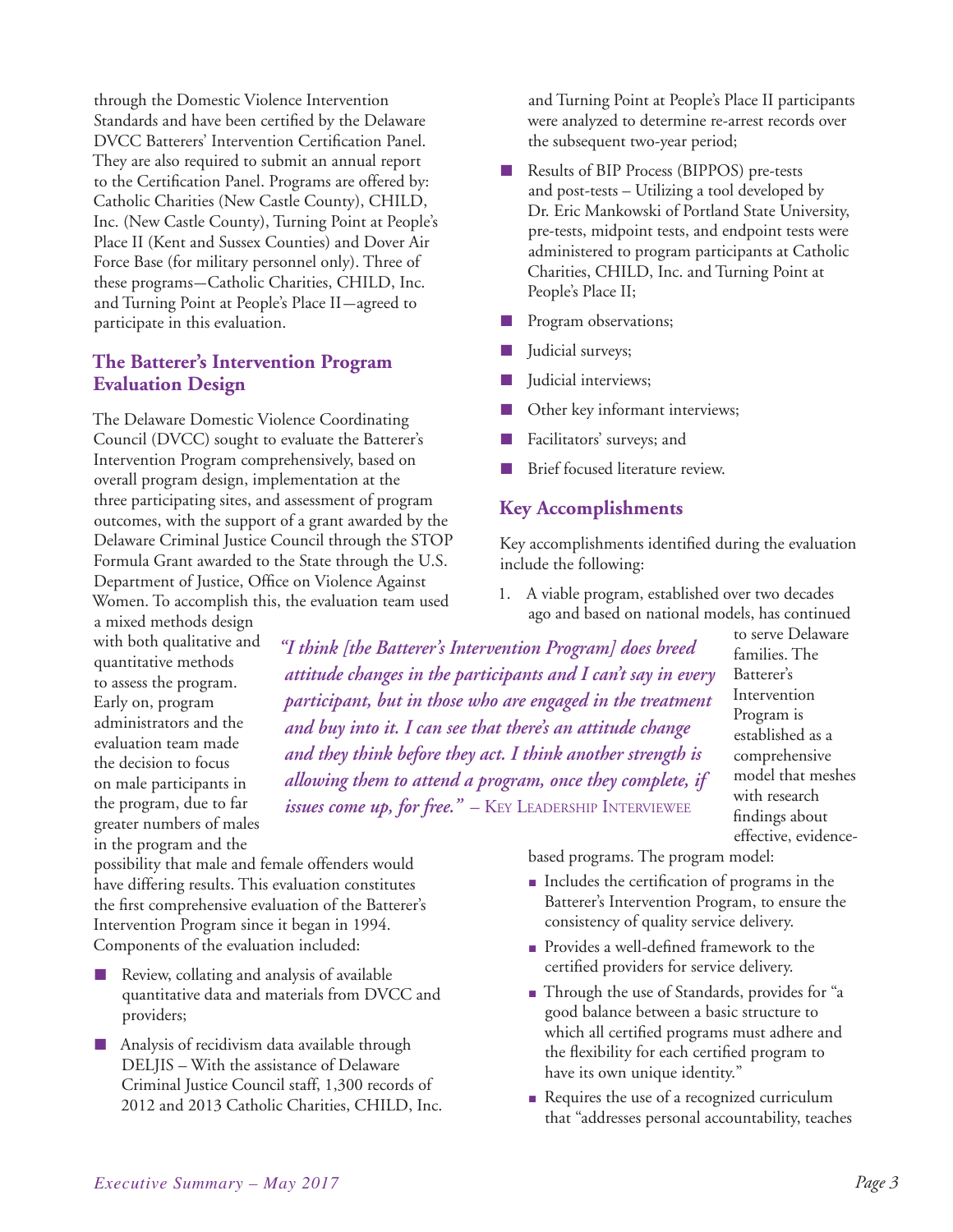through the Domestic Violence Intervention Standards and have been certified by the Delaware DVCC Batterers' Intervention Certification Panel. They are also required to submit an annual report to the Certification Panel. Programs are offered by: Catholic Charities (New Castle County), CHILD, Inc. (New Castle County), Turning Point at People's Place II (Kent and Sussex Counties) and Dover Air Force Base (for military personnel only). Three of these programs—Catholic Charities, CHILD, Inc. and Turning Point at People's Place II—agreed to participate in this evaluation.

## The Batterer's Intervention Program Evaluation Design

The Delaware Domestic Violence Coordinating Council (DVCC) sought to evaluate the Batterer's Intervention Program comprehensively, based on overall program design, implementation at the three participating sites, and assessment of program outcomes, with the support of a grant awarded by the Delaware Criminal Justice Council through the STOP Formula Grant awarded to the State through the U.S. Department of Justice, Office on Violence Against Women. To accomplish this, the evaluation team used a mixed methods design with both qualitative and quantitative methods to assess the program. Early on, program administrators and the evaluation team made the decision to focus on male participants in the program, due to far greater numbers of males in the program and the possibility that male and female offenders would have differing results. This evaluation constitutes the first comprehensive evaluation of the Batterer's Intervention Program since it began in 1994. Components of the evaluation included:

- Review, collating and analysis of available quantitative data and materials from DVCC and providers;
- Analysis of recidivism data available through DELJIS – With the assistance of Delaware Criminal Justice Council staff, 1,300 records of 2012 and 2013 Catholic Charities, CHILD, Inc. and Turning Point at People's Place II participants were analyzed to determine re-arrest records over the subsequent two-year period;
- Results of BIP Process (BIPPOS) pre-tests and post-tests – Utilizing a tool developed by Dr. Eric Mankowski of Portland State University, pre-tests, midpoint tests, and endpoint tests were administered to program participants at Catholic Charities, CHILD, Inc. and Turning Point at People's Place II;
- Program observations;
- Judicial surveys;
- Judicial interviews;
- Other key informant interviews;
- Facilitators' surveys; and
- Brief focused literature review.

*"I think [the Batterer's Intervention Program] does breed attitude changes in the participants and I can't say in every participant, but in those who are engaged in the treatment and buy into it. I can see that there's an attitude change and they think before they act. I think another strength is allowing them to attend a program, once they complete, if issues come up, for free."* – Key Leadership Interviewee

## Key Accomplishments

Key accomplishments identified during the evaluation include the following:

1. A viable program, established over two decades ago and based on national models, has continued to serve Delaware families. The Batterer's Intervention Program is established as a comprehensive model that meshes with research findings about effective, evidence-based programs. The program model:
   - Includes the certification of programs in the Batterer's Intervention Program, to ensure the consistency of quality service delivery.
   - Provides a well-defined framework to the certified providers for service delivery.
   - Through the use of Standards, provides for "a good balance between a basic structure to which all certified programs must adhere and the flexibility for each certified program to have its own unique identity."
   - Requires the use of a recognized curriculum that "addresses personal accountability, teaches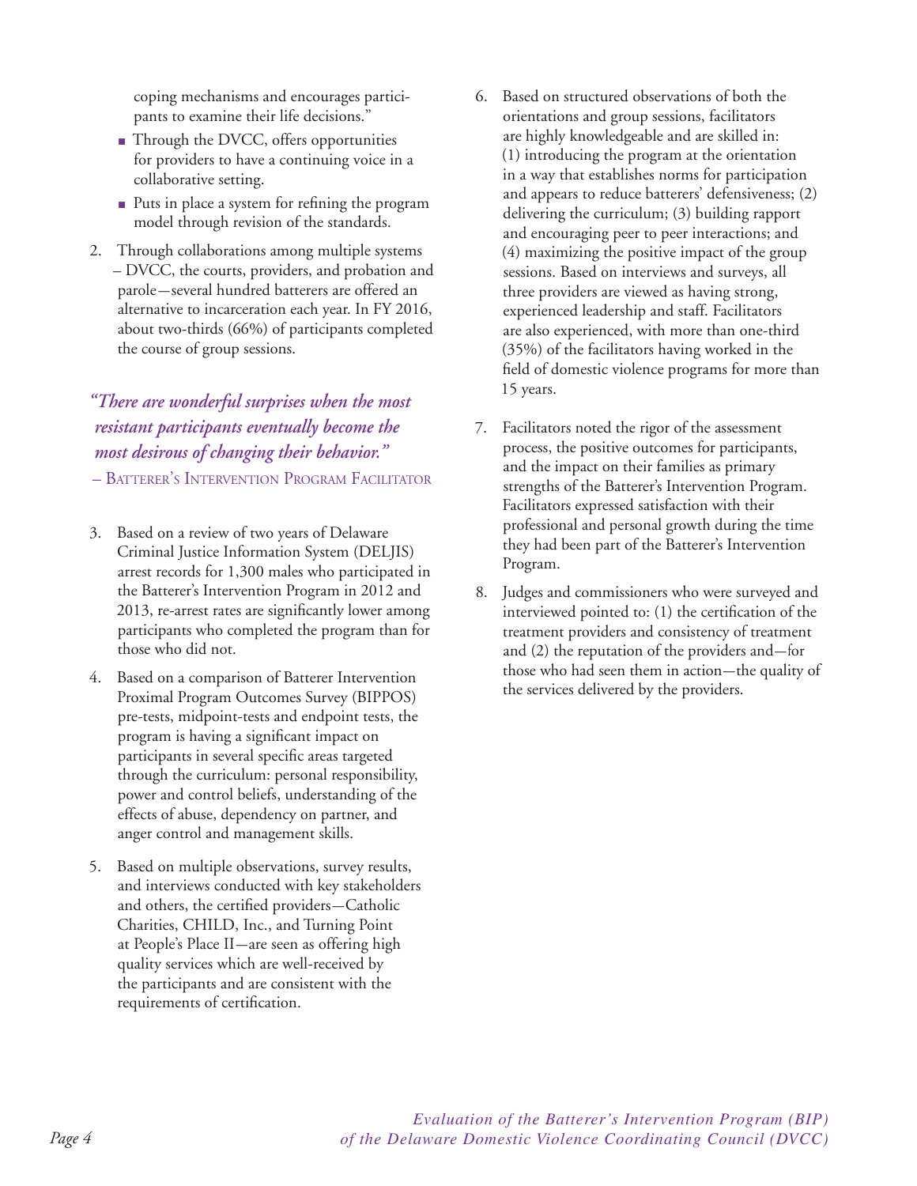coping mechanisms and encourages participants to examine their life decisions."

- Through the DVCC, offers opportunities for providers to have a continuing voice in a collaborative setting.
- Puts in place a system for refining the program model through revision of the standards.

2. Through collaborations among multiple systems – DVCC, the courts, providers, and probation and parole—several hundred batterers are offered an alternative to incarceration each year. In FY 2016, about two-thirds (66%) of participants completed the course of group sessions.

*"There are wonderful surprises when the most resistant participants eventually become the most desirous of changing their behavior."*
– Batterer's Intervention Program Facilitator

3. Based on a review of two years of Delaware Criminal Justice Information System (DELJIS) arrest records for 1,300 males who participated in the Batterer's Intervention Program in 2012 and 2013, re-arrest rates are significantly lower among participants who completed the program than for those who did not.

4. Based on a comparison of Batterer Intervention Proximal Program Outcomes Survey (BIPPOS) pre-tests, midpoint-tests and endpoint tests, the program is having a significant impact on participants in several specific areas targeted through the curriculum: personal responsibility, power and control beliefs, understanding of the effects of abuse, dependency on partner, and anger control and management skills.

5. Based on multiple observations, survey results, and interviews conducted with key stakeholders and others, the certified providers—Catholic Charities, CHILD, Inc., and Turning Point at People's Place II—are seen as offering high quality services which are well-received by the participants and are consistent with the requirements of certification.

6. Based on structured observations of both the orientations and group sessions, facilitators are highly knowledgeable and are skilled in: (1) introducing the program at the orientation in a way that establishes norms for participation and appears to reduce batterers' defensiveness; (2) delivering the curriculum; (3) building rapport and encouraging peer to peer interactions; and (4) maximizing the positive impact of the group sessions. Based on interviews and surveys, all three providers are viewed as having strong, experienced leadership and staff. Facilitators are also experienced, with more than one-third (35%) of the facilitators having worked in the field of domestic violence programs for more than 15 years.

7. Facilitators noted the rigor of the assessment process, the positive outcomes for participants, and the impact on their families as primary strengths of the Batterer's Intervention Program. Facilitators expressed satisfaction with their professional and personal growth during the time they had been part of the Batterer's Intervention Program.

8. Judges and commissioners who were surveyed and interviewed pointed to: (1) the certification of the treatment providers and consistency of treatment and (2) the reputation of the providers and—for those who had seen them in action—the quality of the services delivered by the providers.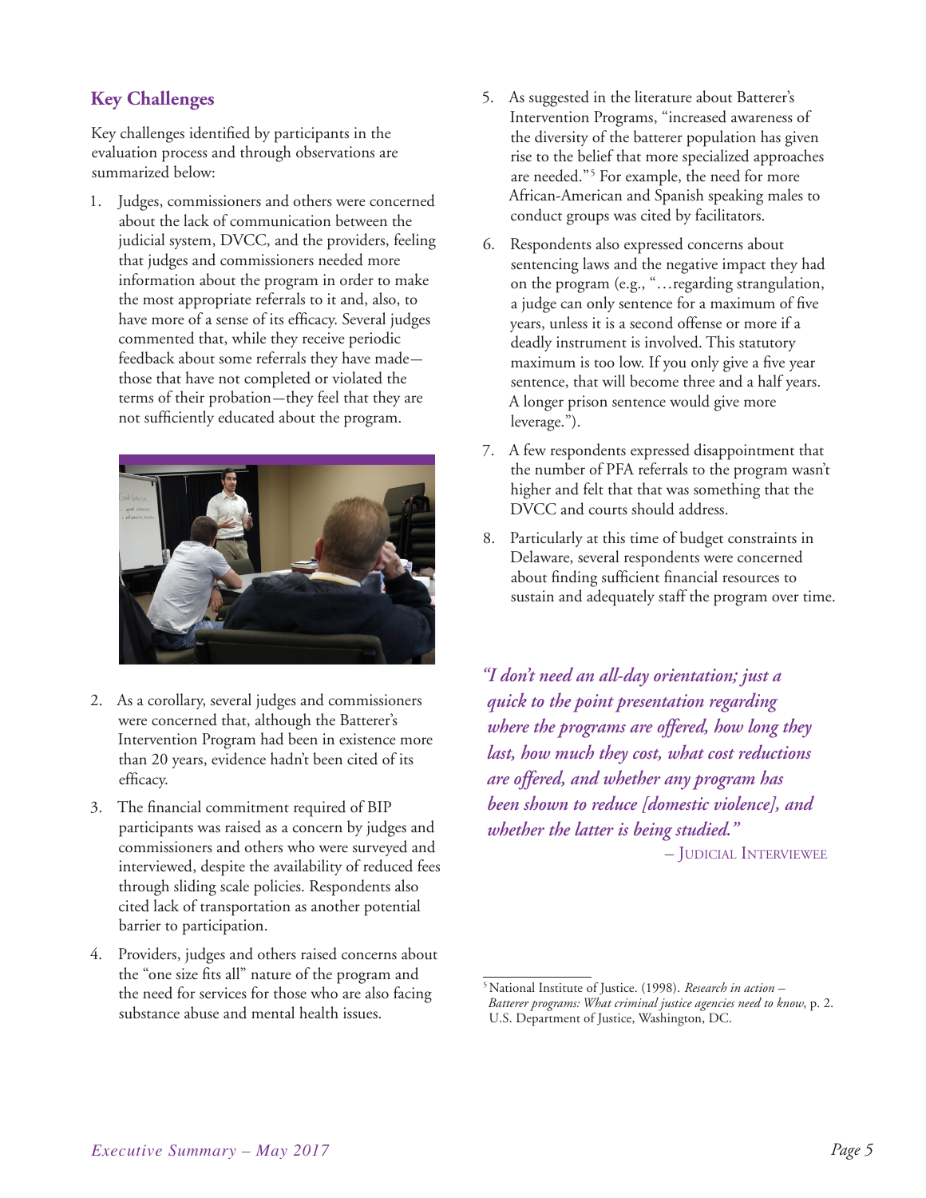## Key Challenges

Key challenges identified by participants in the evaluation process and through observations are summarized below:

1. Judges, commissioners and others were concerned about the lack of communication between the judicial system, DVCC, and the providers, feeling that judges and commissioners needed more information about the program in order to make the most appropriate referrals to it and, also, to have more of a sense of its efficacy. Several judges commented that, while they receive periodic feedback about some referrals they have made—those that have not completed or violated the terms of their probation—they feel that they are not sufficiently educated about the program.

2. As a corollary, several judges and commissioners were concerned that, although the Batterer's Intervention Program had been in existence more than 20 years, evidence hadn't been cited of its efficacy.

3. The financial commitment required of BIP participants was raised as a concern by judges and commissioners and others who were surveyed and interviewed, despite the availability of reduced fees through sliding scale policies. Respondents also cited lack of transportation as another potential barrier to participation.

4. Providers, judges and others raised concerns about the "one size fits all" nature of the program and the need for services for those who are also facing substance abuse and mental health issues.

5. As suggested in the literature about Batterer's Intervention Programs, "increased awareness of the diversity of the batterer population has given rise to the belief that more specialized approaches are needed."[5] For example, the need for more African-American and Spanish speaking males to conduct groups was cited by facilitators.

6. Respondents also expressed concerns about sentencing laws and the negative impact they had on the program (e.g., "…regarding strangulation, a judge can only sentence for a maximum of five years, unless it is a second offense or more if a deadly instrument is involved. This statutory maximum is too low. If you only give a five year sentence, that will become three and a half years. A longer prison sentence would give more leverage.").

7. A few respondents expressed disappointment that the number of PFA referrals to the program wasn't higher and felt that that was something that the DVCC and courts should address.

8. Particularly at this time of budget constraints in Delaware, several respondents were concerned about finding sufficient financial resources to sustain and adequately staff the program over time.

*"I don't need an all-day orientation; just a quick to the point presentation regarding where the programs are offered, how long they last, how much they cost, what cost reductions are offered, and whether any program has been shown to reduce [domestic violence], and whether the latter is being studied."*

– Judicial Interviewee

[5] National Institute of Justice. (1998). *Research in action – Batterer programs: What criminal justice agencies need to know*, p. 2. U.S. Department of Justice, Washington, DC.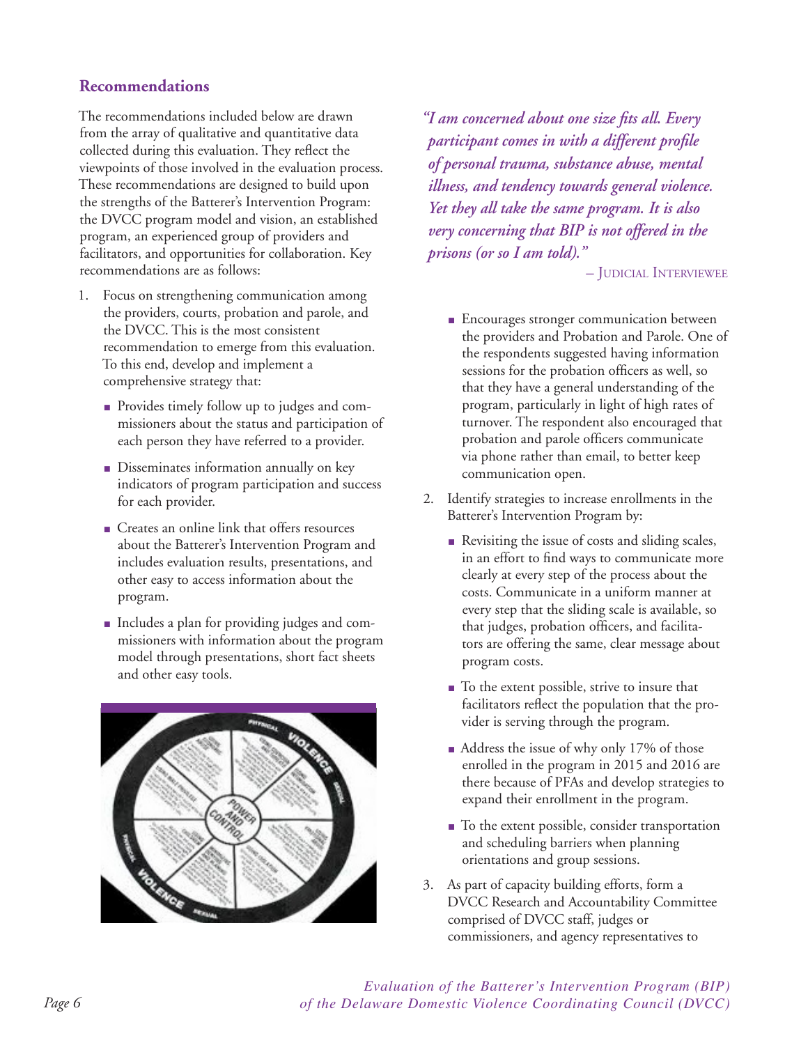## Recommendations

The recommendations included below are drawn from the array of qualitative and quantitative data collected during this evaluation. They reflect the viewpoints of those involved in the evaluation process. These recommendations are designed to build upon the strengths of the Batterer's Intervention Program: the DVCC program model and vision, an established program, an experienced group of providers and facilitators, and opportunities for collaboration. Key recommendations are as follows:

1. Focus on strengthening communication among the providers, courts, probation and parole, and the DVCC. This is the most consistent recommendation to emerge from this evaluation. To this end, develop and implement a comprehensive strategy that:
   - Provides timely follow up to judges and commissioners about the status and participation of each person they have referred to a provider.
   - Disseminates information annually on key indicators of program participation and success for each provider.
   - Creates an online link that offers resources about the Batterer's Intervention Program and includes evaluation results, presentations, and other easy to access information about the program.
   - Includes a plan for providing judges and commissioners with information about the program model through presentations, short fact sheets and other easy tools.
   - Encourages stronger communication between the providers and Probation and Parole. One of the respondents suggested having information sessions for the probation officers as well, so that they have a general understanding of the program, particularly in light of high rates of turnover. The respondent also encouraged that probation and parole officers communicate via phone rather than email, to better keep communication open.

*"I am concerned about one size fits all. Every participant comes in with a different profile of personal trauma, substance abuse, mental illness, and tendency towards general violence. Yet they all take the same program. It is also very concerning that BIP is not offered in the prisons (or so I am told)."*

– Judicial Interviewee

2. Identify strategies to increase enrollments in the Batterer's Intervention Program by:
   - Revisiting the issue of costs and sliding scales, in an effort to find ways to communicate more clearly at every step of the process about the costs. Communicate in a uniform manner at every step that the sliding scale is available, so that judges, probation officers, and facilitators are offering the same, clear message about program costs.
   - To the extent possible, strive to insure that facilitators reflect the population that the provider is serving through the program.
   - Address the issue of why only 17% of those enrolled in the program in 2015 and 2016 are there because of PFAs and develop strategies to expand their enrollment in the program.
   - To the extent possible, consider transportation and scheduling barriers when planning orientations and group sessions.
3. As part of capacity building efforts, form a DVCC Research and Accountability Committee comprised of DVCC staff, judges or commissioners, and agency representatives to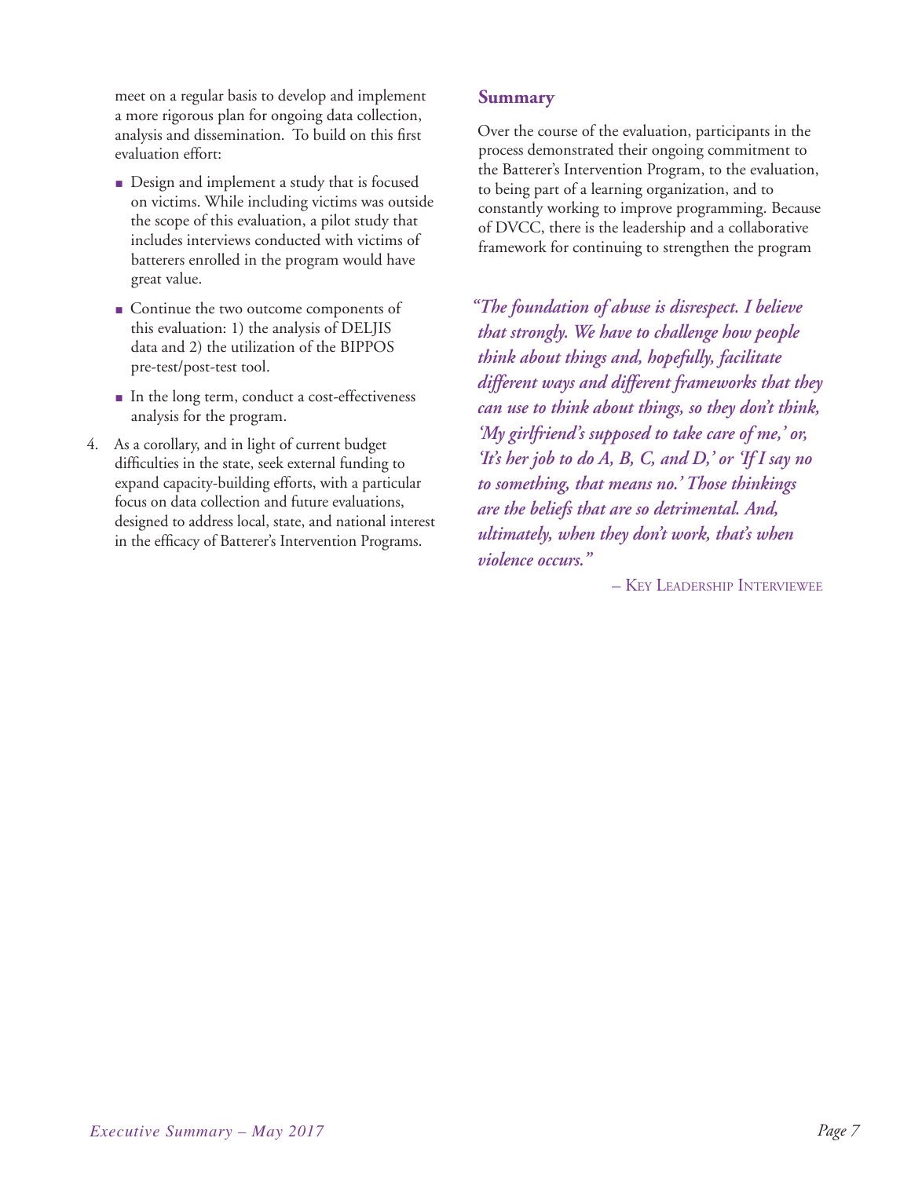meet on a regular basis to develop and implement a more rigorous plan for ongoing data collection, analysis and dissemination. To build on this first evaluation effort:

- Design and implement a study that is focused on victims. While including victims was outside the scope of this evaluation, a pilot study that includes interviews conducted with victims of batterers enrolled in the program would have great value.
- Continue the two outcome components of this evaluation: 1) the analysis of DELJIS data and 2) the utilization of the BIPPOS pre-test/post-test tool.
- In the long term, conduct a cost-effectiveness analysis for the program.

4. As a corollary, and in light of current budget difficulties in the state, seek external funding to expand capacity-building efforts, with a particular focus on data collection and future evaluations, designed to address local, state, and national interest in the efficacy of Batterer's Intervention Programs.

## Summary

Over the course of the evaluation, participants in the process demonstrated their ongoing commitment to the Batterer's Intervention Program, to the evaluation, to being part of a learning organization, and to constantly working to improve programming. Because of DVCC, there is the leadership and a collaborative framework for continuing to strengthen the program

***"The foundation of abuse is disrespect. I believe that strongly. We have to challenge how people think about things and, hopefully, facilitate different ways and different frameworks that they can use to think about things, so they don't think, 'My girlfriend's supposed to take care of me,' or, 'It's her job to do A, B, C, and D,' or 'If I say no to something, that means no.' Those thinkings are the beliefs that are so detrimental. And, ultimately, when they don't work, that's when violence occurs."***

– Key Leadership Interviewee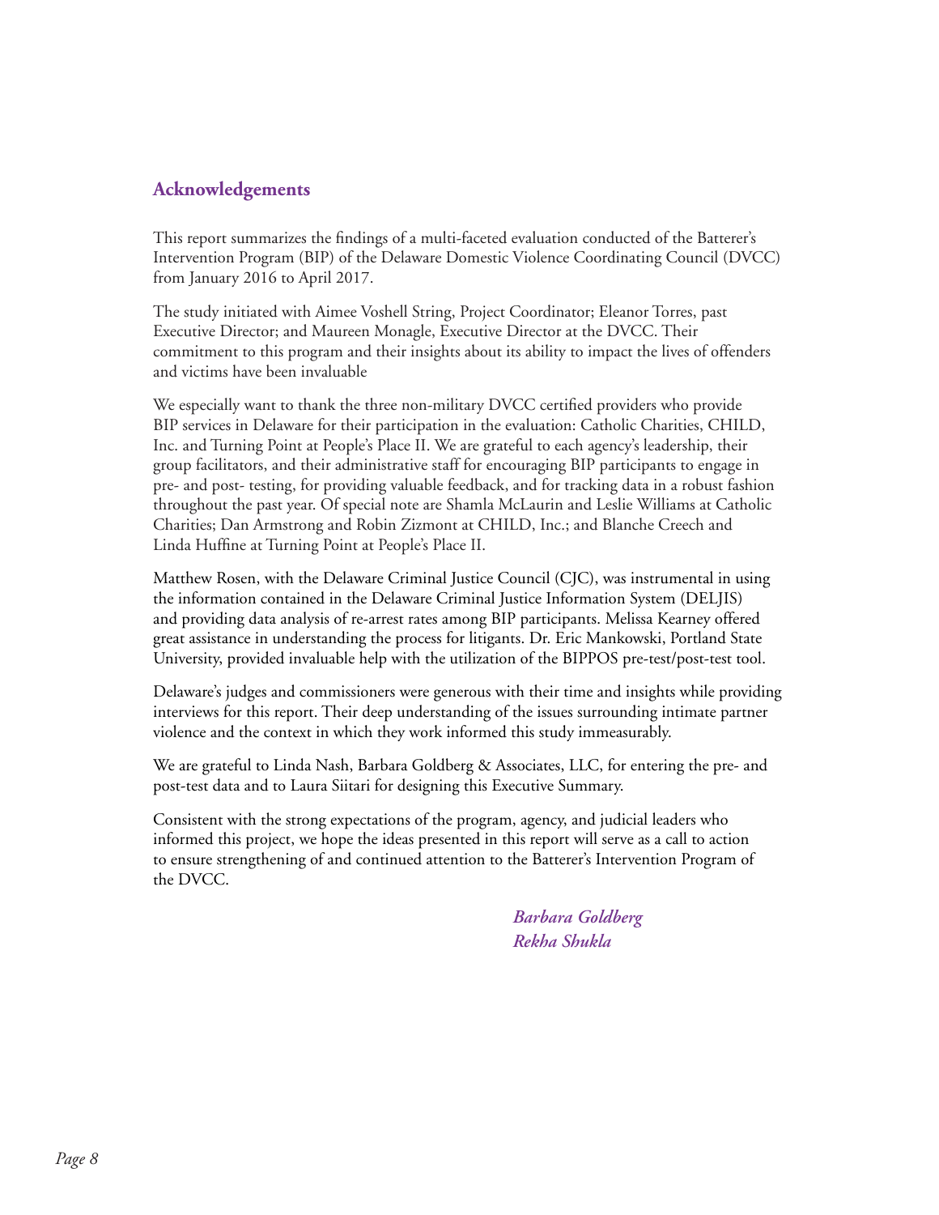## Acknowledgements

This report summarizes the findings of a multi-faceted evaluation conducted of the Batterer's Intervention Program (BIP) of the Delaware Domestic Violence Coordinating Council (DVCC) from January 2016 to April 2017.

The study initiated with Aimee Voshell String, Project Coordinator; Eleanor Torres, past Executive Director; and Maureen Monagle, Executive Director at the DVCC. Their commitment to this program and their insights about its ability to impact the lives of offenders and victims have been invaluable

We especially want to thank the three non-military DVCC certified providers who provide BIP services in Delaware for their participation in the evaluation: Catholic Charities, CHILD, Inc. and Turning Point at People's Place II. We are grateful to each agency's leadership, their group facilitators, and their administrative staff for encouraging BIP participants to engage in pre- and post- testing, for providing valuable feedback, and for tracking data in a robust fashion throughout the past year. Of special note are Shamla McLaurin and Leslie Williams at Catholic Charities; Dan Armstrong and Robin Zizmont at CHILD, Inc.; and Blanche Creech and Linda Huffine at Turning Point at People's Place II.

Matthew Rosen, with the Delaware Criminal Justice Council (CJC), was instrumental in using the information contained in the Delaware Criminal Justice Information System (DELJIS) and providing data analysis of re-arrest rates among BIP participants. Melissa Kearney offered great assistance in understanding the process for litigants. Dr. Eric Mankowski, Portland State University, provided invaluable help with the utilization of the BIPPOS pre-test/post-test tool.

Delaware's judges and commissioners were generous with their time and insights while providing interviews for this report. Their deep understanding of the issues surrounding intimate partner violence and the context in which they work informed this study immeasurably.

We are grateful to Linda Nash, Barbara Goldberg & Associates, LLC, for entering the pre- and post-test data and to Laura Siitari for designing this Executive Summary.

Consistent with the strong expectations of the program, agency, and judicial leaders who informed this project, we hope the ideas presented in this report will serve as a call to action to ensure strengthening of and continued attention to the Batterer's Intervention Program of the DVCC.

*Barbara Goldberg*
*Rekha Shukla*